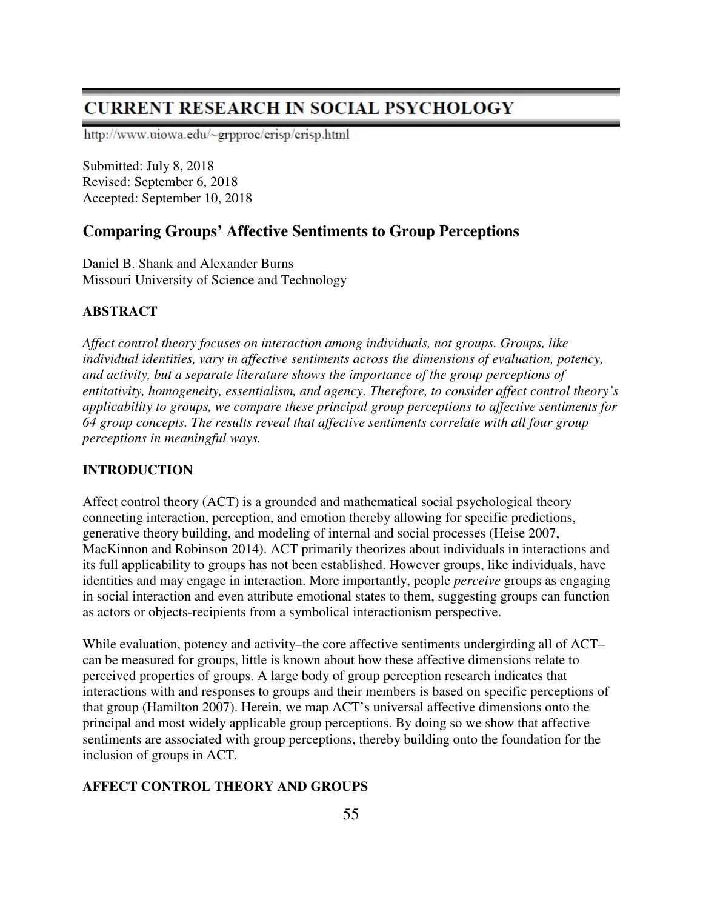# CURRENT RESEARCH IN SOCIAL PSYCHOLOGY

http://www.uiowa.edu/~grpproc/crisp/crisp.html

Submitted: July 8, 2018
Revised: September 6, 2018
Accepted: September 10, 2018

## Comparing Groups' Affective Sentiments to Group Perceptions

Daniel B. Shank and Alexander Burns
Missouri University of Science and Technology

### ABSTRACT

*Affect control theory focuses on interaction among individuals, not groups. Groups, like individual identities, vary in affective sentiments across the dimensions of evaluation, potency, and activity, but a separate literature shows the importance of the group perceptions of entitativity, homogeneity, essentialism, and agency. Therefore, to consider affect control theory's applicability to groups, we compare these principal group perceptions to affective sentiments for 64 group concepts. The results reveal that affective sentiments correlate with all four group perceptions in meaningful ways.*

### INTRODUCTION

Affect control theory (ACT) is a grounded and mathematical social psychological theory connecting interaction, perception, and emotion thereby allowing for specific predictions, generative theory building, and modeling of internal and social processes (Heise 2007, MacKinnon and Robinson 2014). ACT primarily theorizes about individuals in interactions and its full applicability to groups has not been established. However groups, like individuals, have identities and may engage in interaction. More importantly, people *perceive* groups as engaging in social interaction and even attribute emotional states to them, suggesting groups can function as actors or objects-recipients from a symbolical interactionism perspective.

While evaluation, potency and activity–the core affective sentiments undergirding all of ACT–can be measured for groups, little is known about how these affective dimensions relate to perceived properties of groups. A large body of group perception research indicates that interactions with and responses to groups and their members is based on specific perceptions of that group (Hamilton 2007). Herein, we map ACT's universal affective dimensions onto the principal and most widely applicable group perceptions. By doing so we show that affective sentiments are associated with group perceptions, thereby building onto the foundation for the inclusion of groups in ACT.

### AFFECT CONTROL THEORY AND GROUPS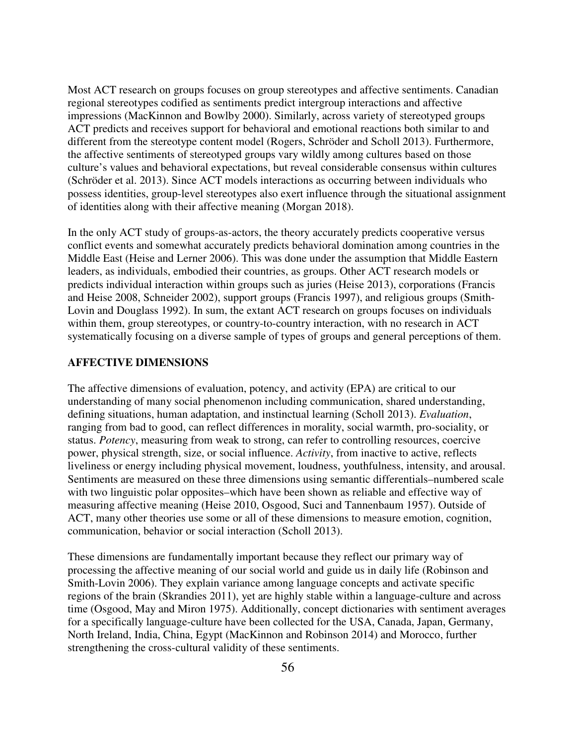Most ACT research on groups focuses on group stereotypes and affective sentiments. Canadian regional stereotypes codified as sentiments predict intergroup interactions and affective impressions (MacKinnon and Bowlby 2000). Similarly, across variety of stereotyped groups ACT predicts and receives support for behavioral and emotional reactions both similar to and different from the stereotype content model (Rogers, Schröder and Scholl 2013). Furthermore, the affective sentiments of stereotyped groups vary wildly among cultures based on those culture's values and behavioral expectations, but reveal considerable consensus within cultures (Schröder et al. 2013). Since ACT models interactions as occurring between individuals who possess identities, group-level stereotypes also exert influence through the situational assignment of identities along with their affective meaning (Morgan 2018).

In the only ACT study of groups-as-actors, the theory accurately predicts cooperative versus conflict events and somewhat accurately predicts behavioral domination among countries in the Middle East (Heise and Lerner 2006). This was done under the assumption that Middle Eastern leaders, as individuals, embodied their countries, as groups. Other ACT research models or predicts individual interaction within groups such as juries (Heise 2013), corporations (Francis and Heise 2008, Schneider 2002), support groups (Francis 1997), and religious groups (Smith-Lovin and Douglass 1992). In sum, the extant ACT research on groups focuses on individuals within them, group stereotypes, or country-to-country interaction, with no research in ACT systematically focusing on a diverse sample of types of groups and general perceptions of them.

## AFFECTIVE DIMENSIONS

The affective dimensions of evaluation, potency, and activity (EPA) are critical to our understanding of many social phenomenon including communication, shared understanding, defining situations, human adaptation, and instinctual learning (Scholl 2013). *Evaluation*, ranging from bad to good, can reflect differences in morality, social warmth, pro-sociality, or status. *Potency*, measuring from weak to strong, can refer to controlling resources, coercive power, physical strength, size, or social influence. *Activity*, from inactive to active, reflects liveliness or energy including physical movement, loudness, youthfulness, intensity, and arousal. Sentiments are measured on these three dimensions using semantic differentials–numbered scale with two linguistic polar opposites–which have been shown as reliable and effective way of measuring affective meaning (Heise 2010, Osgood, Suci and Tannenbaum 1957). Outside of ACT, many other theories use some or all of these dimensions to measure emotion, cognition, communication, behavior or social interaction (Scholl 2013).

These dimensions are fundamentally important because they reflect our primary way of processing the affective meaning of our social world and guide us in daily life (Robinson and Smith-Lovin 2006). They explain variance among language concepts and activate specific regions of the brain (Skrandies 2011), yet are highly stable within a language-culture and across time (Osgood, May and Miron 1975). Additionally, concept dictionaries with sentiment averages for a specifically language-culture have been collected for the USA, Canada, Japan, Germany, North Ireland, India, China, Egypt (MacKinnon and Robinson 2014) and Morocco, further strengthening the cross-cultural validity of these sentiments.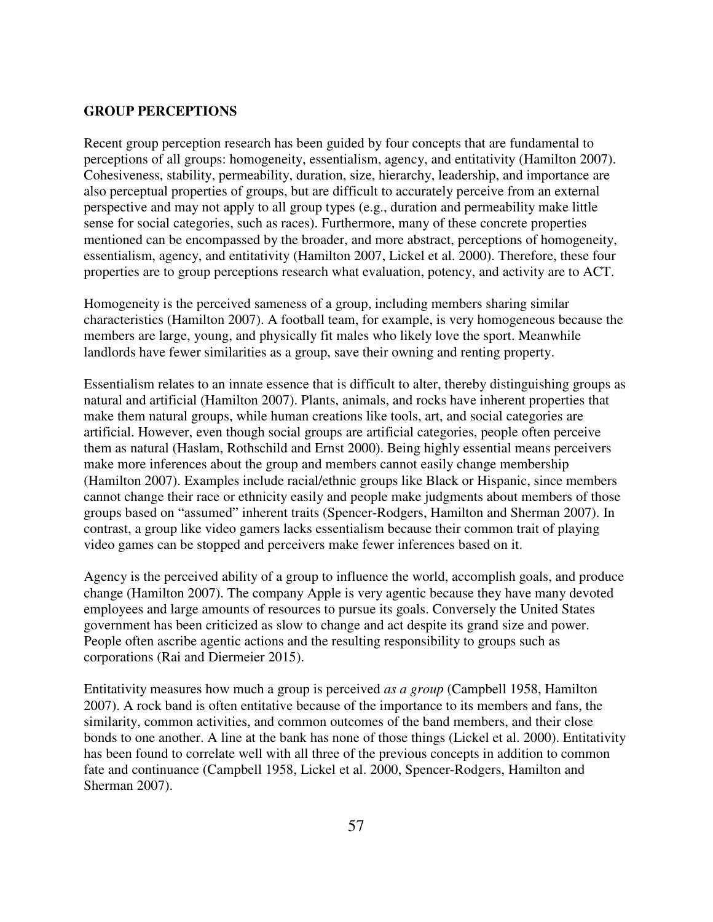## GROUP PERCEPTIONS

Recent group perception research has been guided by four concepts that are fundamental to perceptions of all groups: homogeneity, essentialism, agency, and entitativity (Hamilton 2007). Cohesiveness, stability, permeability, duration, size, hierarchy, leadership, and importance are also perceptual properties of groups, but are difficult to accurately perceive from an external perspective and may not apply to all group types (e.g., duration and permeability make little sense for social categories, such as races). Furthermore, many of these concrete properties mentioned can be encompassed by the broader, and more abstract, perceptions of homogeneity, essentialism, agency, and entitativity (Hamilton 2007, Lickel et al. 2000). Therefore, these four properties are to group perceptions research what evaluation, potency, and activity are to ACT.

Homogeneity is the perceived sameness of a group, including members sharing similar characteristics (Hamilton 2007). A football team, for example, is very homogeneous because the members are large, young, and physically fit males who likely love the sport. Meanwhile landlords have fewer similarities as a group, save their owning and renting property.

Essentialism relates to an innate essence that is difficult to alter, thereby distinguishing groups as natural and artificial (Hamilton 2007). Plants, animals, and rocks have inherent properties that make them natural groups, while human creations like tools, art, and social categories are artificial. However, even though social groups are artificial categories, people often perceive them as natural (Haslam, Rothschild and Ernst 2000). Being highly essential means perceivers make more inferences about the group and members cannot easily change membership (Hamilton 2007). Examples include racial/ethnic groups like Black or Hispanic, since members cannot change their race or ethnicity easily and people make judgments about members of those groups based on "assumed" inherent traits (Spencer-Rodgers, Hamilton and Sherman 2007). In contrast, a group like video gamers lacks essentialism because their common trait of playing video games can be stopped and perceivers make fewer inferences based on it.

Agency is the perceived ability of a group to influence the world, accomplish goals, and produce change (Hamilton 2007). The company Apple is very agentic because they have many devoted employees and large amounts of resources to pursue its goals. Conversely the United States government has been criticized as slow to change and act despite its grand size and power. People often ascribe agentic actions and the resulting responsibility to groups such as corporations (Rai and Diermeier 2015).

Entitativity measures how much a group is perceived *as a group* (Campbell 1958, Hamilton 2007). A rock band is often entitative because of the importance to its members and fans, the similarity, common activities, and common outcomes of the band members, and their close bonds to one another. A line at the bank has none of those things (Lickel et al. 2000). Entitativity has been found to correlate well with all three of the previous concepts in addition to common fate and continuance (Campbell 1958, Lickel et al. 2000, Spencer-Rodgers, Hamilton and Sherman 2007).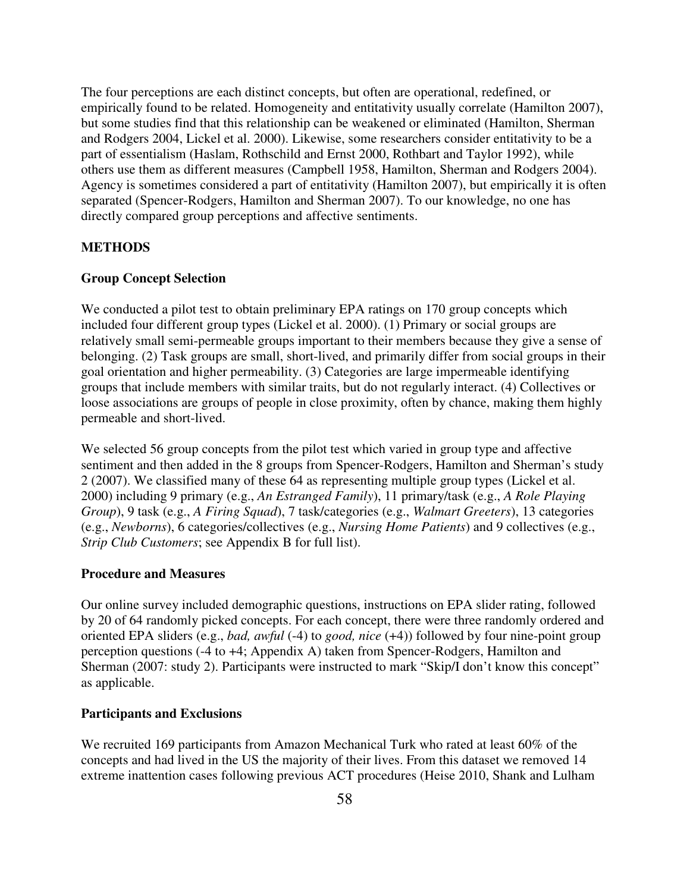The four perceptions are each distinct concepts, but often are operational, redefined, or empirically found to be related. Homogeneity and entitativity usually correlate (Hamilton 2007), but some studies find that this relationship can be weakened or eliminated (Hamilton, Sherman and Rodgers 2004, Lickel et al. 2000). Likewise, some researchers consider entitativity to be a part of essentialism (Haslam, Rothschild and Ernst 2000, Rothbart and Taylor 1992), while others use them as different measures (Campbell 1958, Hamilton, Sherman and Rodgers 2004). Agency is sometimes considered a part of entitativity (Hamilton 2007), but empirically it is often separated (Spencer-Rodgers, Hamilton and Sherman 2007). To our knowledge, no one has directly compared group perceptions and affective sentiments.

## METHODS

### Group Concept Selection

We conducted a pilot test to obtain preliminary EPA ratings on 170 group concepts which included four different group types (Lickel et al. 2000). (1) Primary or social groups are relatively small semi-permeable groups important to their members because they give a sense of belonging. (2) Task groups are small, short-lived, and primarily differ from social groups in their goal orientation and higher permeability. (3) Categories are large impermeable identifying groups that include members with similar traits, but do not regularly interact. (4) Collectives or loose associations are groups of people in close proximity, often by chance, making them highly permeable and short-lived.

We selected 56 group concepts from the pilot test which varied in group type and affective sentiment and then added in the 8 groups from Spencer-Rodgers, Hamilton and Sherman's study 2 (2007). We classified many of these 64 as representing multiple group types (Lickel et al. 2000) including 9 primary (e.g., *An Estranged Family*), 11 primary/task (e.g., *A Role Playing Group*), 9 task (e.g., *A Firing Squad*), 7 task/categories (e.g., *Walmart Greeters*), 13 categories (e.g., *Newborns*), 6 categories/collectives (e.g., *Nursing Home Patients*) and 9 collectives (e.g., *Strip Club Customers*; see Appendix B for full list).

### Procedure and Measures

Our online survey included demographic questions, instructions on EPA slider rating, followed by 20 of 64 randomly picked concepts. For each concept, there were three randomly ordered and oriented EPA sliders (e.g., *bad, awful* (-4) to *good, nice* (+4)) followed by four nine-point group perception questions (-4 to +4; Appendix A) taken from Spencer-Rodgers, Hamilton and Sherman (2007: study 2). Participants were instructed to mark "Skip/I don't know this concept" as applicable.

### Participants and Exclusions

We recruited 169 participants from Amazon Mechanical Turk who rated at least 60% of the concepts and had lived in the US the majority of their lives. From this dataset we removed 14 extreme inattention cases following previous ACT procedures (Heise 2010, Shank and Lulham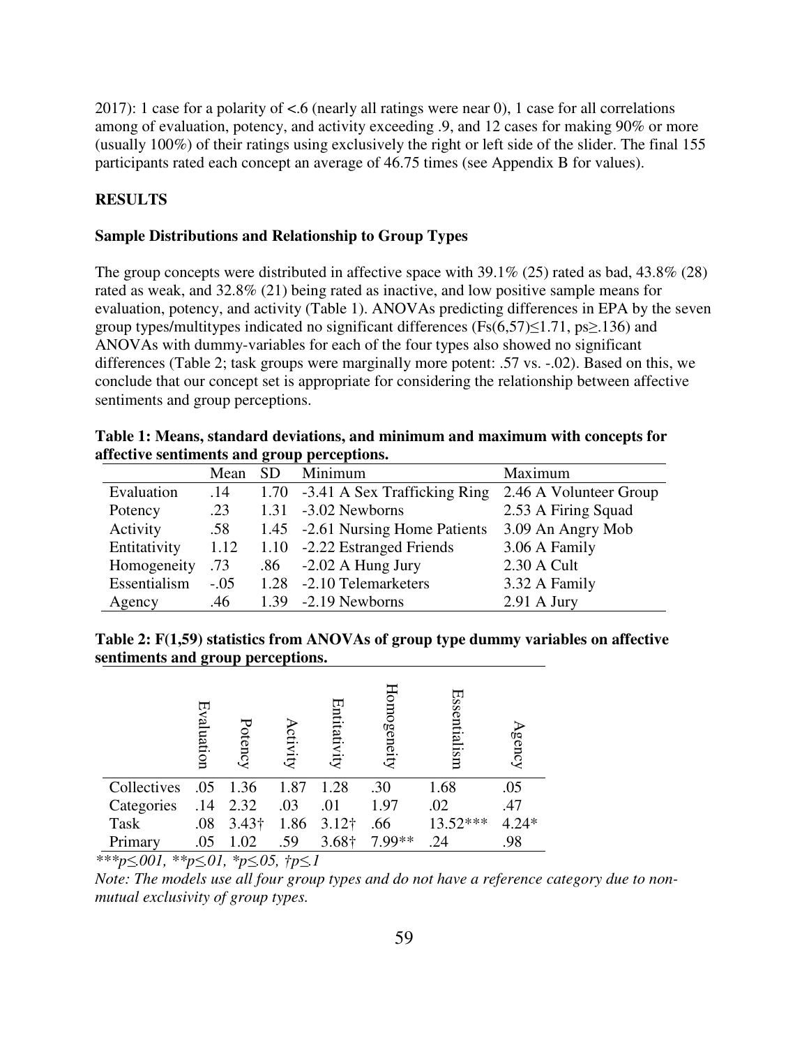2017): 1 case for a polarity of <.6 (nearly all ratings were near 0), 1 case for all correlations among of evaluation, potency, and activity exceeding .9, and 12 cases for making 90% or more (usually 100%) of their ratings using exclusively the right or left side of the slider. The final 155 participants rated each concept an average of 46.75 times (see Appendix B for values).

## RESULTS

### Sample Distributions and Relationship to Group Types

The group concepts were distributed in affective space with 39.1% (25) rated as bad, 43.8% (28) rated as weak, and 32.8% (21) being rated as inactive, and low positive sample means for evaluation, potency, and activity (Table 1). ANOVAs predicting differences in EPA by the seven group types/multitypes indicated no significant differences ($Fs(6,57) \leq 1.71$, $ps \geq .136$) and ANOVAs with dummy-variables for each of the four types also showed no significant differences (Table 2; task groups were marginally more potent: .57 vs. -.02). Based on this, we conclude that our concept set is appropriate for considering the relationship between affective sentiments and group perceptions.

**Table 1: Means, standard deviations, and minimum and maximum with concepts for affective sentiments and group perceptions.**

| | Mean | SD | Minimum | Maximum |
|---|---|---|---|---|
| Evaluation | .14 | 1.70 | -3.41 A Sex Trafficking Ring | 2.46 A Volunteer Group |
| Potency | .23 | 1.31 | -3.02 Newborns | 2.53 A Firing Squad |
| Activity | .58 | 1.45 | -2.61 Nursing Home Patients | 3.09 An Angry Mob |
| Entitativity | 1.12 | 1.10 | -2.22 Estranged Friends | 3.06 A Family |
| Homogeneity | .73 | .86 | -2.02 A Hung Jury | 2.30 A Cult |
| Essentialism | -.05 | 1.28 | -2.10 Telemarketers | 3.32 A Family |
| Agency | .46 | 1.39 | -2.19 Newborns | 2.91 A Jury |

**Table 2: F(1,59) statistics from ANOVAs of group type dummy variables on affective sentiments and group perceptions.**

| | Evaluation | Potency | Activity | Entitativity | Homogeneity | Essentialism | Agency |
|---|---|---|---|---|---|---|---|
| Collectives | .05 | 1.36 | 1.87 | 1.28 | .30 | 1.68 | .05 |
| Categories | .14 | 2.32 | .03 | .01 | 1.97 | .02 | .47 |
| Task | .08 | 3.43† | 1.86 | 3.12† | .66 | 13.52*** | 4.24* |
| Primary | .05 | 1.02 | .59 | 3.68† | 7.99** | .24 | .98 |

*\*\*\*p≤.001, \*\*p≤.01, \*p≤.05, †p≤.1*

*Note: The models use all four group types and do not have a reference category due to non-mutual exclusivity of group types.*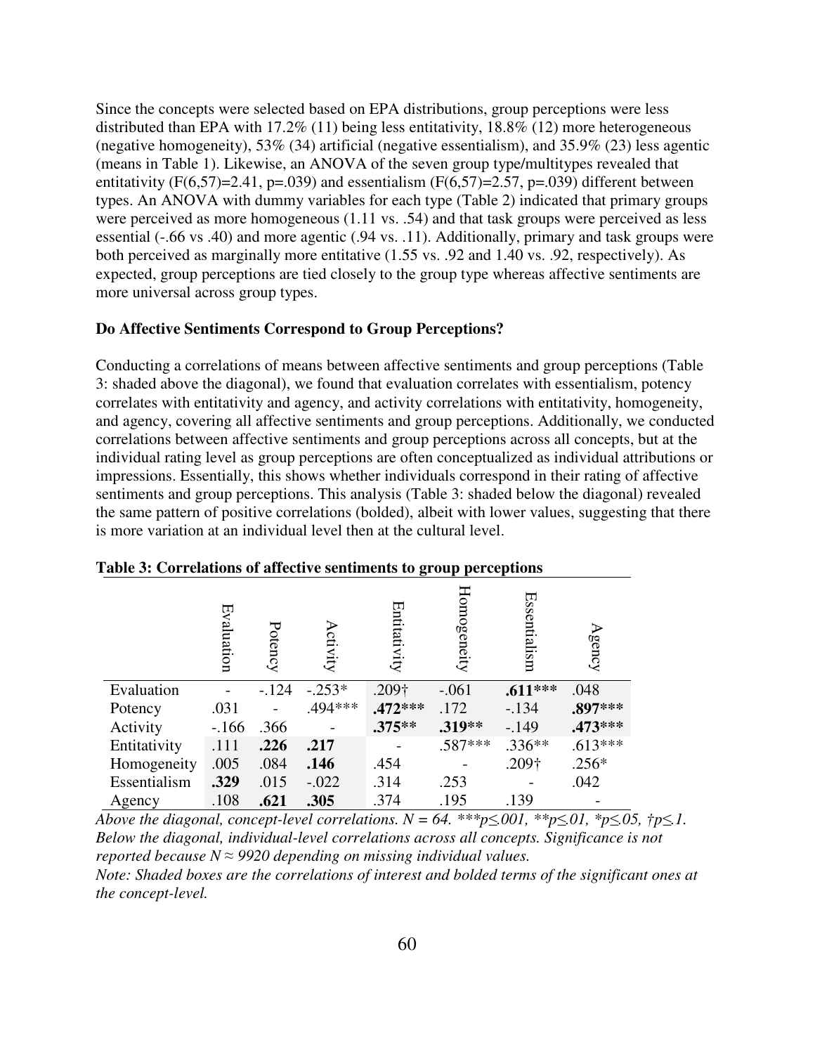Since the concepts were selected based on EPA distributions, group perceptions were less distributed than EPA with 17.2% (11) being less entitativity, 18.8% (12) more heterogeneous (negative homogeneity), 53% (34) artificial (negative essentialism), and 35.9% (23) less agentic (means in Table 1). Likewise, an ANOVA of the seven group type/multitypes revealed that entitativity ($F(6,57)=2.41$, $p=.039$) and essentialism ($F(6,57)=2.57$, $p=.039$) different between types. An ANOVA with dummy variables for each type (Table 2) indicated that primary groups were perceived as more homogeneous (1.11 vs. .54) and that task groups were perceived as less essential (-.66 vs .40) and more agentic (.94 vs. .11). Additionally, primary and task groups were both perceived as marginally more entitative (1.55 vs. .92 and 1.40 vs. .92, respectively). As expected, group perceptions are tied closely to the group type whereas affective sentiments are more universal across group types.

**Do Affective Sentiments Correspond to Group Perceptions?**

Conducting a correlations of means between affective sentiments and group perceptions (Table 3: shaded above the diagonal), we found that evaluation correlates with essentialism, potency correlates with entitativity and agency, and activity correlations with entitativity, homogeneity, and agency, covering all affective sentiments and group perceptions. Additionally, we conducted correlations between affective sentiments and group perceptions across all concepts, but at the individual rating level as group perceptions are often conceptualized as individual attributions or impressions. Essentially, this shows whether individuals correspond in their rating of affective sentiments and group perceptions. This analysis (Table 3: shaded below the diagonal) revealed the same pattern of positive correlations (bolded), albeit with lower values, suggesting that there is more variation at an individual level then at the cultural level.

**Table 3: Correlations of affective sentiments to group perceptions**

| | Evaluation | Potency | Activity | Entitativity | Homogeneity | Essentialism | Agency |
|---|---|---|---|---|---|---|---|
| Evaluation | - | -.124 | -.253* | .209† | -.061 | **.611***** | .048 |
| Potency | .031 | - | .494*** | **.472***** | .172 | -.134 | **.897***** |
| Activity | -.166 | .366 | - | **.375**** | **.319**** | -.149 | **.473***** |
| Entitativity | .111 | **.226** | **.217** | - | .587*** | .336** | .613*** |
| Homogeneity | .005 | .084 | **.146** | .454 | - | .209† | .256* |
| Essentialism | **.329** | .015 | -.022 | .314 | .253 | - | .042 |
| Agency | .108 | **.621** | **.305** | .374 | .195 | .139 | - |

*Above the diagonal, concept-level correlations. N = 64. \*\*\*p≤.001, \*\*p≤.01, \*p≤.05, †p≤.1. Below the diagonal, individual-level correlations across all concepts. Significance is not reported because N ≈ 9920 depending on missing individual values.*

*Note: Shaded boxes are the correlations of interest and bolded terms of the significant ones at the concept-level.*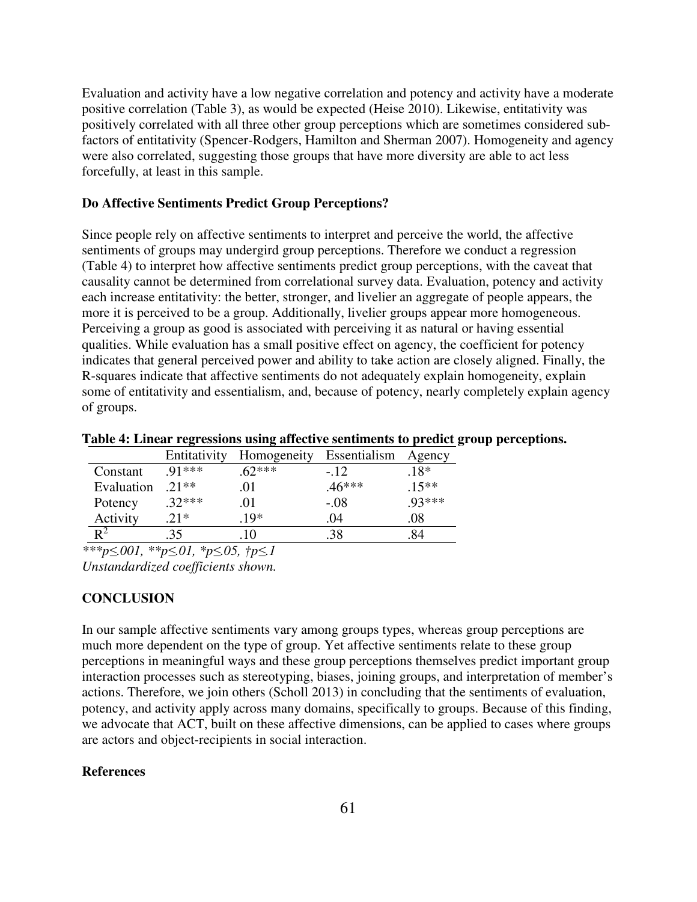Evaluation and activity have a low negative correlation and potency and activity have a moderate positive correlation (Table 3), as would be expected (Heise 2010). Likewise, entitativity was positively correlated with all three other group perceptions which are sometimes considered sub-factors of entitativity (Spencer-Rodgers, Hamilton and Sherman 2007). Homogeneity and agency were also correlated, suggesting those groups that have more diversity are able to act less forcefully, at least in this sample.

### Do Affective Sentiments Predict Group Perceptions?

Since people rely on affective sentiments to interpret and perceive the world, the affective sentiments of groups may undergird group perceptions. Therefore we conduct a regression (Table 4) to interpret how affective sentiments predict group perceptions, with the caveat that causality cannot be determined from correlational survey data. Evaluation, potency and activity each increase entitativity: the better, stronger, and livelier an aggregate of people appears, the more it is perceived to be a group. Additionally, livelier groups appear more homogeneous. Perceiving a group as good is associated with perceiving it as natural or having essential qualities. While evaluation has a small positive effect on agency, the coefficient for potency indicates that general perceived power and ability to take action are closely aligned. Finally, the R-squares indicate that affective sentiments do not adequately explain homogeneity, explain some of entitativity and essentialism, and, because of potency, nearly completely explain agency of groups.

**Table 4: Linear regressions using affective sentiments to predict group perceptions.**

| | Entitativity | Homogeneity | Essentialism | Agency |
|---|---|---|---|---|
| Constant | .91*** | .62*** | -.12 | .18* |
| Evaluation | .21** | .01 | .46*** | .15** |
| Potency | .32*** | .01 | -.08 | .93*** |
| Activity | .21* | .19* | .04 | .08 |
| $R^2$ | .35 | .10 | .38 | .84 |

*\*\*\*p≤.001, \*\*p≤.01, \*p≤.05, †p≤.1*
*Unstandardized coefficients shown.*

## CONCLUSION

In our sample affective sentiments vary among groups types, whereas group perceptions are much more dependent on the type of group. Yet affective sentiments relate to these group perceptions in meaningful ways and these group perceptions themselves predict important group interaction processes such as stereotyping, biases, joining groups, and interpretation of member's actions. Therefore, we join others (Scholl 2013) in concluding that the sentiments of evaluation, potency, and activity apply across many domains, specifically to groups. Because of this finding, we advocate that ACT, built on these affective dimensions, can be applied to cases where groups are actors and object-recipients in social interaction.

### References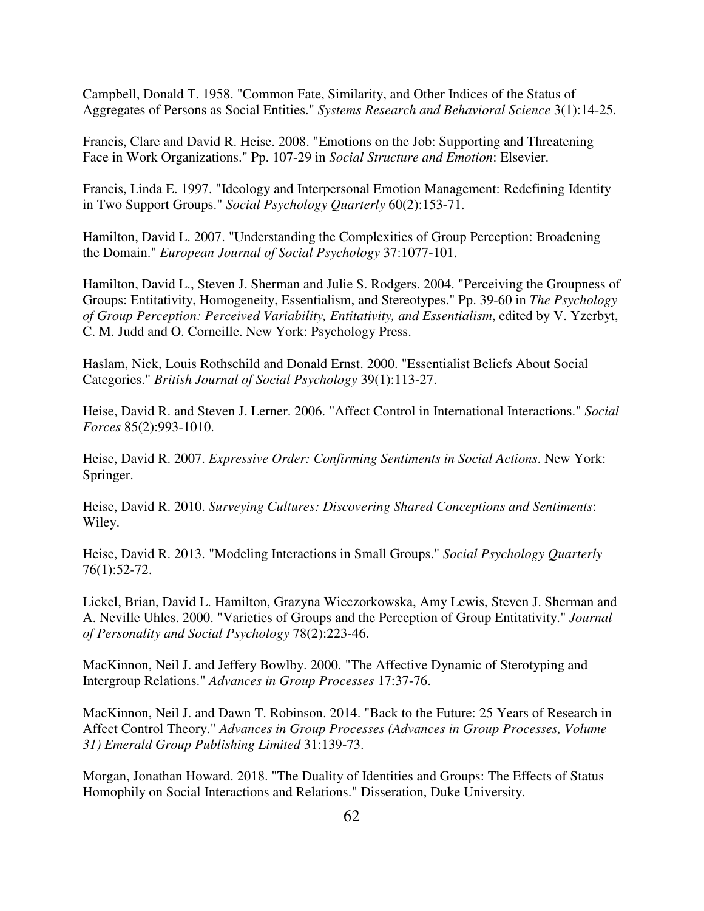Campbell, Donald T. 1958. "Common Fate, Similarity, and Other Indices of the Status of Aggregates of Persons as Social Entities." *Systems Research and Behavioral Science* 3(1):14-25.

Francis, Clare and David R. Heise. 2008. "Emotions on the Job: Supporting and Threatening Face in Work Organizations." Pp. 107-29 in *Social Structure and Emotion*: Elsevier.

Francis, Linda E. 1997. "Ideology and Interpersonal Emotion Management: Redefining Identity in Two Support Groups." *Social Psychology Quarterly* 60(2):153-71.

Hamilton, David L. 2007. "Understanding the Complexities of Group Perception: Broadening the Domain." *European Journal of Social Psychology* 37:1077-101.

Hamilton, David L., Steven J. Sherman and Julie S. Rodgers. 2004. "Perceiving the Groupness of Groups: Entitativity, Homogeneity, Essentialism, and Stereotypes." Pp. 39-60 in *The Psychology of Group Perception: Perceived Variability, Entitativity, and Essentialism*, edited by V. Yzerbyt, C. M. Judd and O. Corneille. New York: Psychology Press.

Haslam, Nick, Louis Rothschild and Donald Ernst. 2000. "Essentialist Beliefs About Social Categories." *British Journal of Social Psychology* 39(1):113-27.

Heise, David R. and Steven J. Lerner. 2006. "Affect Control in International Interactions." *Social Forces* 85(2):993-1010.

Heise, David R. 2007. *Expressive Order: Confirming Sentiments in Social Actions*. New York: Springer.

Heise, David R. 2010. *Surveying Cultures: Discovering Shared Conceptions and Sentiments*: Wiley.

Heise, David R. 2013. "Modeling Interactions in Small Groups." *Social Psychology Quarterly* 76(1):52-72.

Lickel, Brian, David L. Hamilton, Grazyna Wieczorkowska, Amy Lewis, Steven J. Sherman and A. Neville Uhles. 2000. "Varieties of Groups and the Perception of Group Entitativity." *Journal of Personality and Social Psychology* 78(2):223-46.

MacKinnon, Neil J. and Jeffery Bowlby. 2000. "The Affective Dynamic of Sterotyping and Intergroup Relations." *Advances in Group Processes* 17:37-76.

MacKinnon, Neil J. and Dawn T. Robinson. 2014. "Back to the Future: 25 Years of Research in Affect Control Theory." *Advances in Group Processes (Advances in Group Processes, Volume 31) Emerald Group Publishing Limited* 31:139-73.

Morgan, Jonathan Howard. 2018. "The Duality of Identities and Groups: The Effects of Status Homophily on Social Interactions and Relations." Disseration, Duke University.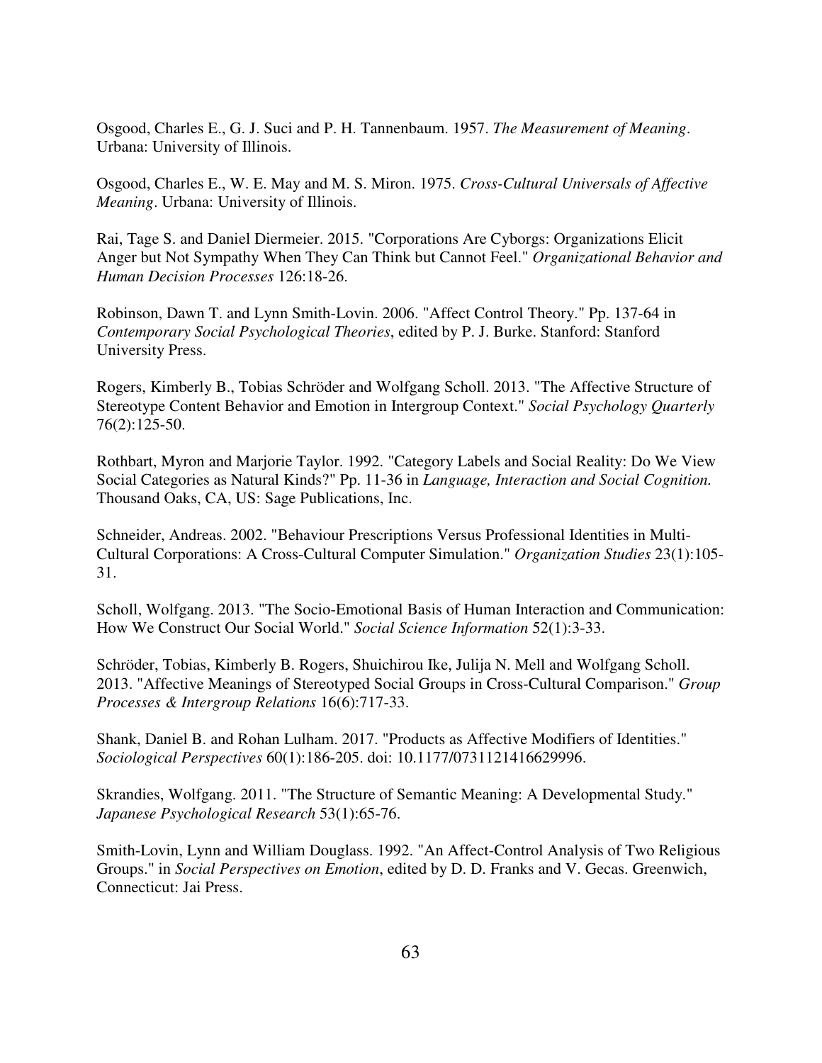Osgood, Charles E., G. J. Suci and P. H. Tannenbaum. 1957. *The Measurement of Meaning*. Urbana: University of Illinois.

Osgood, Charles E., W. E. May and M. S. Miron. 1975. *Cross-Cultural Universals of Affective Meaning*. Urbana: University of Illinois.

Rai, Tage S. and Daniel Diermeier. 2015. "Corporations Are Cyborgs: Organizations Elicit Anger but Not Sympathy When They Can Think but Cannot Feel." *Organizational Behavior and Human Decision Processes* 126:18-26.

Robinson, Dawn T. and Lynn Smith-Lovin. 2006. "Affect Control Theory." Pp. 137-64 in *Contemporary Social Psychological Theories*, edited by P. J. Burke. Stanford: Stanford University Press.

Rogers, Kimberly B., Tobias Schröder and Wolfgang Scholl. 2013. "The Affective Structure of Stereotype Content Behavior and Emotion in Intergroup Context." *Social Psychology Quarterly* 76(2):125-50.

Rothbart, Myron and Marjorie Taylor. 1992. "Category Labels and Social Reality: Do We View Social Categories as Natural Kinds?" Pp. 11-36 in *Language, Interaction and Social Cognition.* Thousand Oaks, CA, US: Sage Publications, Inc.

Schneider, Andreas. 2002. "Behaviour Prescriptions Versus Professional Identities in Multi-Cultural Corporations: A Cross-Cultural Computer Simulation." *Organization Studies* 23(1):105-31.

Scholl, Wolfgang. 2013. "The Socio-Emotional Basis of Human Interaction and Communication: How We Construct Our Social World." *Social Science Information* 52(1):3-33.

Schröder, Tobias, Kimberly B. Rogers, Shuichirou Ike, Julija N. Mell and Wolfgang Scholl. 2013. "Affective Meanings of Stereotyped Social Groups in Cross-Cultural Comparison." *Group Processes & Intergroup Relations* 16(6):717-33.

Shank, Daniel B. and Rohan Lulham. 2017. "Products as Affective Modifiers of Identities." *Sociological Perspectives* 60(1):186-205. doi: 10.1177/0731121416629996.

Skrandies, Wolfgang. 2011. "The Structure of Semantic Meaning: A Developmental Study." *Japanese Psychological Research* 53(1):65-76.

Smith-Lovin, Lynn and William Douglass. 1992. "An Affect-Control Analysis of Two Religious Groups." in *Social Perspectives on Emotion*, edited by D. D. Franks and V. Gecas. Greenwich, Connecticut: Jai Press.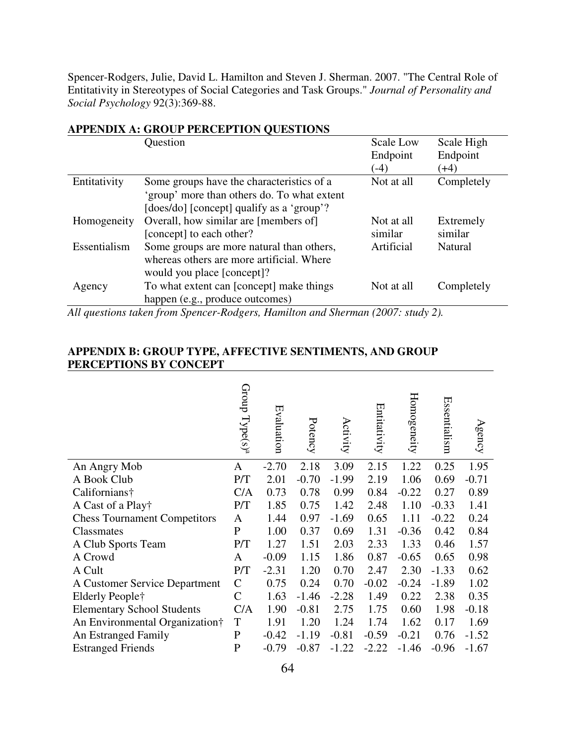Spencer-Rodgers, Julie, David L. Hamilton and Steven J. Sherman. 2007. "The Central Role of Entitativity in Stereotypes of Social Categories and Task Groups." *Journal of Personality and Social Psychology* 92(3):369-88.

## APPENDIX A: GROUP PERCEPTION QUESTIONS

| | Question | Scale Low Endpoint (-4) | Scale High Endpoint (+4) |
|---|---|---|---|
| Entitativity | Some groups have the characteristics of a 'group' more than others do. To what extent [does/do] [concept] qualify as a 'group'? | Not at all | Completely |
| Homogeneity | Overall, how similar are [members of] [concept] to each other? | Not at all similar | Extremely similar |
| Essentialism | Some groups are more natural than others, whereas others are more artificial. Where would you place [concept]? | Artificial | Natural |
| Agency | To what extent can [concept] make things happen (e.g., produce outcomes) | Not at all | Completely |

*All questions taken from Spencer-Rodgers, Hamilton and Sherman (2007: study 2).*

## APPENDIX B: GROUP TYPE, AFFECTIVE SENTIMENTS, AND GROUP PERCEPTIONS BY CONCEPT

| | Group Type(s)[a] | Evaluation | Potency | Activity | Entitativity | Homogeneity | Essentialism | Agency |
|---|---|---|---|---|---|---|---|---|
| An Angry Mob | A | -2.70 | 2.18 | 3.09 | 2.15 | 1.22 | 0.25 | 1.95 |
| A Book Club | P/T | 2.01 | -0.70 | -1.99 | 2.19 | 1.06 | 0.69 | -0.71 |
| Californians† | C/A | 0.73 | 0.78 | 0.99 | 0.84 | -0.22 | 0.27 | 0.89 |
| A Cast of a Play† | P/T | 1.85 | 0.75 | 1.42 | 2.48 | 1.10 | -0.33 | 1.41 |
| Chess Tournament Competitors | A | 1.44 | 0.97 | -1.69 | 0.65 | 1.11 | -0.22 | 0.24 |
| Classmates | P | 1.00 | 0.37 | 0.69 | 1.31 | -0.36 | 0.42 | 0.84 |
| A Club Sports Team | P/T | 1.27 | 1.51 | 2.03 | 2.33 | 1.33 | 0.46 | 1.57 |
| A Crowd | A | -0.09 | 1.15 | 1.86 | 0.87 | -0.65 | 0.65 | 0.98 |
| A Cult | P/T | -2.31 | 1.20 | 0.70 | 2.47 | 2.30 | -1.33 | 0.62 |
| A Customer Service Department | C | 0.75 | 0.24 | 0.70 | -0.02 | -0.24 | -1.89 | 1.02 |
| Elderly People† | C | 1.63 | -1.46 | -2.28 | 1.49 | 0.22 | 2.38 | 0.35 |
| Elementary School Students | C/A | 1.90 | -0.81 | 2.75 | 1.75 | 0.60 | 1.98 | -0.18 |
| An Environmental Organization† | T | 1.91 | 1.20 | 1.24 | 1.74 | 1.62 | 0.17 | 1.69 |
| An Estranged Family | P | -0.42 | -1.19 | -0.81 | -0.59 | -0.21 | 0.76 | -1.52 |
| Estranged Friends | P | -0.79 | -0.87 | -1.22 | -2.22 | -1.46 | -0.96 | -1.67 |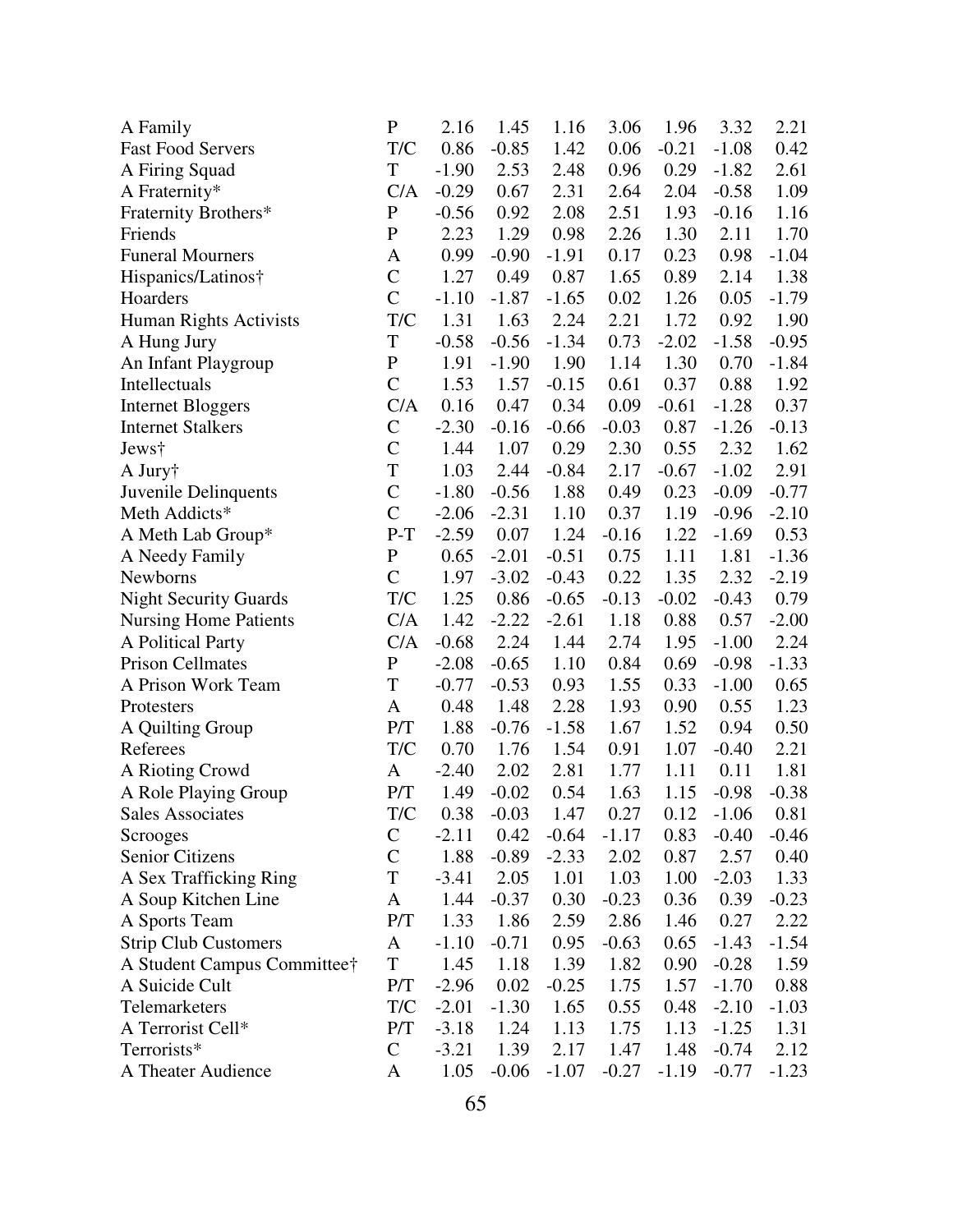| | | | | | | | | |
|---|---|---|---|---|---|---|---|---|
| A Family | P | 2.16 | 1.45 | 1.16 | 3.06 | 1.96 | 3.32 | 2.21 |
| Fast Food Servers | T/C | 0.86 | -0.85 | 1.42 | 0.06 | -0.21 | -1.08 | 0.42 |
| A Firing Squad | T | -1.90 | 2.53 | 2.48 | 0.96 | 0.29 | -1.82 | 2.61 |
| A Fraternity* | C/A | -0.29 | 0.67 | 2.31 | 2.64 | 2.04 | -0.58 | 1.09 |
| Fraternity Brothers* | P | -0.56 | 0.92 | 2.08 | 2.51 | 1.93 | -0.16 | 1.16 |
| Friends | P | 2.23 | 1.29 | 0.98 | 2.26 | 1.30 | 2.11 | 1.70 |
| Funeral Mourners | A | 0.99 | -0.90 | -1.91 | 0.17 | 0.23 | 0.98 | -1.04 |
| Hispanics/Latinos† | C | 1.27 | 0.49 | 0.87 | 1.65 | 0.89 | 2.14 | 1.38 |
| Hoarders | C | -1.10 | -1.87 | -1.65 | 0.02 | 1.26 | 0.05 | -1.79 |
| Human Rights Activists | T/C | 1.31 | 1.63 | 2.24 | 2.21 | 1.72 | 0.92 | 1.90 |
| A Hung Jury | T | -0.58 | -0.56 | -1.34 | 0.73 | -2.02 | -1.58 | -0.95 |
| An Infant Playgroup | P | 1.91 | -1.90 | 1.90 | 1.14 | 1.30 | 0.70 | -1.84 |
| Intellectuals | C | 1.53 | 1.57 | -0.15 | 0.61 | 0.37 | 0.88 | 1.92 |
| Internet Bloggers | C/A | 0.16 | 0.47 | 0.34 | 0.09 | -0.61 | -1.28 | 0.37 |
| Internet Stalkers | C | -2.30 | -0.16 | -0.66 | -0.03 | 0.87 | -1.26 | -0.13 |
| Jews† | C | 1.44 | 1.07 | 0.29 | 2.30 | 0.55 | 2.32 | 1.62 |
| A Jury† | T | 1.03 | 2.44 | -0.84 | 2.17 | -0.67 | -1.02 | 2.91 |
| Juvenile Delinquents | C | -1.80 | -0.56 | 1.88 | 0.49 | 0.23 | -0.09 | -0.77 |
| Meth Addicts* | C | -2.06 | -2.31 | 1.10 | 0.37 | 1.19 | -0.96 | -2.10 |
| A Meth Lab Group* | P-T | -2.59 | 0.07 | 1.24 | -0.16 | 1.22 | -1.69 | 0.53 |
| A Needy Family | P | 0.65 | -2.01 | -0.51 | 0.75 | 1.11 | 1.81 | -1.36 |
| Newborns | C | 1.97 | -3.02 | -0.43 | 0.22 | 1.35 | 2.32 | -2.19 |
| Night Security Guards | T/C | 1.25 | 0.86 | -0.65 | -0.13 | -0.02 | -0.43 | 0.79 |
| Nursing Home Patients | C/A | 1.42 | -2.22 | -2.61 | 1.18 | 0.88 | 0.57 | -2.00 |
| A Political Party | C/A | -0.68 | 2.24 | 1.44 | 2.74 | 1.95 | -1.00 | 2.24 |
| Prison Cellmates | P | -2.08 | -0.65 | 1.10 | 0.84 | 0.69 | -0.98 | -1.33 |
| A Prison Work Team | T | -0.77 | -0.53 | 0.93 | 1.55 | 0.33 | -1.00 | 0.65 |
| Protesters | A | 0.48 | 1.48 | 2.28 | 1.93 | 0.90 | 0.55 | 1.23 |
| A Quilting Group | P/T | 1.88 | -0.76 | -1.58 | 1.67 | 1.52 | 0.94 | 0.50 |
| Referees | T/C | 0.70 | 1.76 | 1.54 | 0.91 | 1.07 | -0.40 | 2.21 |
| A Rioting Crowd | A | -2.40 | 2.02 | 2.81 | 1.77 | 1.11 | 0.11 | 1.81 |
| A Role Playing Group | P/T | 1.49 | -0.02 | 0.54 | 1.63 | 1.15 | -0.98 | -0.38 |
| Sales Associates | T/C | 0.38 | -0.03 | 1.47 | 0.27 | 0.12 | -1.06 | 0.81 |
| Scrooges | C | -2.11 | 0.42 | -0.64 | -1.17 | 0.83 | -0.40 | -0.46 |
| Senior Citizens | C | 1.88 | -0.89 | -2.33 | 2.02 | 0.87 | 2.57 | 0.40 |
| A Sex Trafficking Ring | T | -3.41 | 2.05 | 1.01 | 1.03 | 1.00 | -2.03 | 1.33 |
| A Soup Kitchen Line | A | 1.44 | -0.37 | 0.30 | -0.23 | 0.36 | 0.39 | -0.23 |
| A Sports Team | P/T | 1.33 | 1.86 | 2.59 | 2.86 | 1.46 | 0.27 | 2.22 |
| Strip Club Customers | A | -1.10 | -0.71 | 0.95 | -0.63 | 0.65 | -1.43 | -1.54 |
| A Student Campus Committee† | T | 1.45 | 1.18 | 1.39 | 1.82 | 0.90 | -0.28 | 1.59 |
| A Suicide Cult | P/T | -2.96 | 0.02 | -0.25 | 1.75 | 1.57 | -1.70 | 0.88 |
| Telemarketers | T/C | -2.01 | -1.30 | 1.65 | 0.55 | 0.48 | -2.10 | -1.03 |
| A Terrorist Cell* | P/T | -3.18 | 1.24 | 1.13 | 1.75 | 1.13 | -1.25 | 1.31 |
| Terrorists* | C | -3.21 | 1.39 | 2.17 | 1.47 | 1.48 | -0.74 | 2.12 |
| A Theater Audience | A | 1.05 | -0.06 | -1.07 | -0.27 | -1.19 | -0.77 | -1.23 |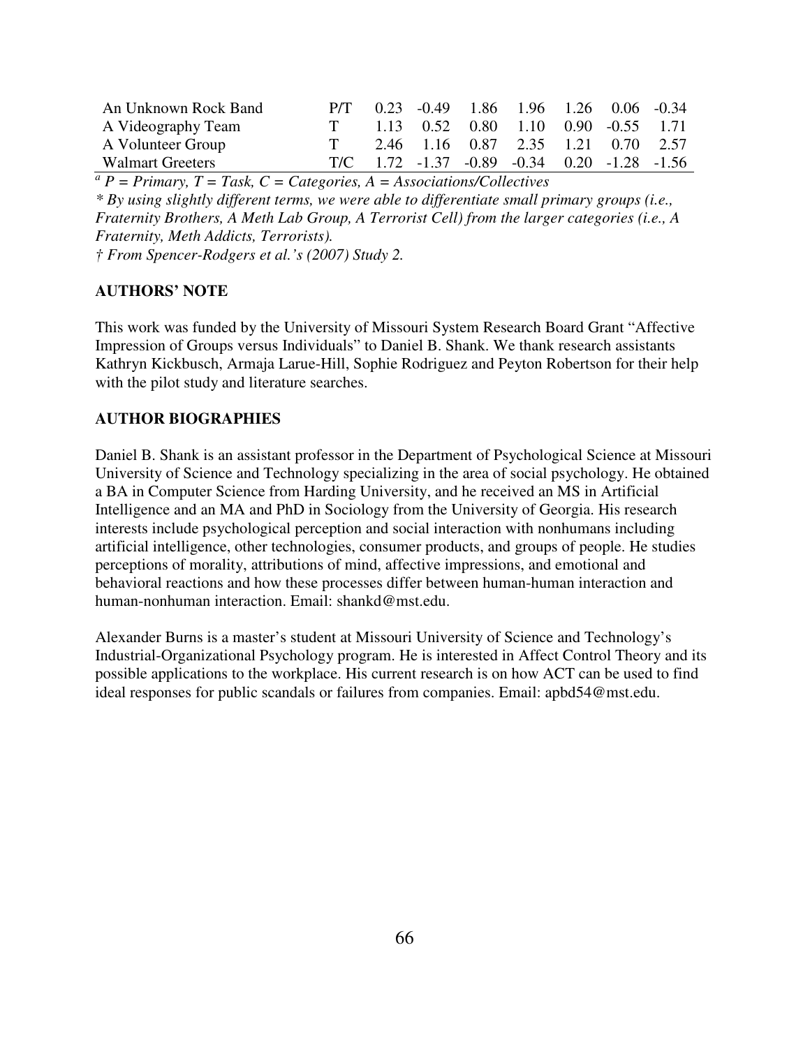| | | | | | | | | |
|---|---|---|---|---|---|---|---|---|
| An Unknown Rock Band | P/T | 0.23 | -0.49 | 1.86 | 1.96 | 1.26 | 0.06 | -0.34 |
| A Videography Team | T | 1.13 | 0.52 | 0.80 | 1.10 | 0.90 | -0.55 | 1.71 |
| A Volunteer Group | T | 2.46 | 1.16 | 0.87 | 2.35 | 1.21 | 0.70 | 2.57 |
| Walmart Greeters | T/C | 1.72 | -1.37 | -0.89 | -0.34 | 0.20 | -1.28 | -1.56 |

*[a] P = Primary, T = Task, C = Categories, A = Associations/Collectives*

*\* By using slightly different terms, we were able to differentiate small primary groups (i.e., Fraternity Brothers, A Meth Lab Group, A Terrorist Cell) from the larger categories (i.e., A Fraternity, Meth Addicts, Terrorists).*

*† From Spencer-Rodgers et al.'s (2007) Study 2.*

## AUTHORS' NOTE

This work was funded by the University of Missouri System Research Board Grant "Affective Impression of Groups versus Individuals" to Daniel B. Shank. We thank research assistants Kathryn Kickbusch, Armaja Larue-Hill, Sophie Rodriguez and Peyton Robertson for their help with the pilot study and literature searches.

## AUTHOR BIOGRAPHIES

Daniel B. Shank is an assistant professor in the Department of Psychological Science at Missouri University of Science and Technology specializing in the area of social psychology. He obtained a BA in Computer Science from Harding University, and he received an MS in Artificial Intelligence and an MA and PhD in Sociology from the University of Georgia. His research interests include psychological perception and social interaction with nonhumans including artificial intelligence, other technologies, consumer products, and groups of people. He studies perceptions of morality, attributions of mind, affective impressions, and emotional and behavioral reactions and how these processes differ between human-human interaction and human-nonhuman interaction. Email: shankd@mst.edu.

Alexander Burns is a master's student at Missouri University of Science and Technology's Industrial-Organizational Psychology program. He is interested in Affect Control Theory and its possible applications to the workplace. His current research is on how ACT can be used to find ideal responses for public scandals or failures from companies. Email: apbd54@mst.edu.